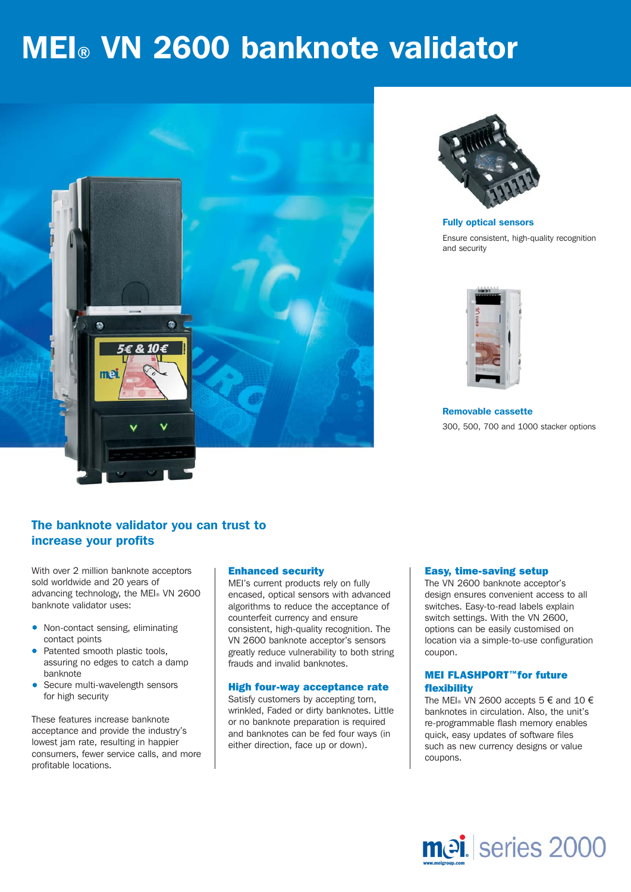# MEI® VN 2600 banknote validator

**Fully optical sensors**

Ensure consistent, high-quality recognition and security

**Removable cassette**

300, 500, 700 and 1000 stacker options

## The banknote validator you can trust to increase your profits

With over 2 million banknote acceptors sold worldwide and 20 years of advancing technology, the MEI® VN 2600 banknote validator uses:

- Non-contact sensing, eliminating contact points
- Patented smooth plastic tools, assuring no edges to catch a damp banknote
- Secure multi-wavelength sensors for high security

These features increase banknote acceptance and provide the industry's lowest jam rate, resulting in happier consumers, fewer service calls, and more profitable locations.

### Enhanced security

MEI's current products rely on fully encased, optical sensors with advanced algorithms to reduce the acceptance of counterfeit currency and ensure consistent, high-quality recognition. The VN 2600 banknote acceptor's sensors greatly reduce vulnerability to both string frauds and invalid banknotes.

### High four-way acceptance rate

Satisfy customers by accepting torn, wrinkled, Faded or dirty banknotes. Little or no banknote preparation is required and banknotes can be fed four ways (in either direction, face up or down).

### Easy, time-saving setup

The VN 2600 banknote acceptor's design ensures convenient access to all switches. Easy-to-read labels explain switch settings. With the VN 2600, options can be easily customised on location via a simple-to-use configuration coupon.

### MEI FLASHPORT™ for future flexibility

The MEI® VN 2600 accepts 5 € and 10 € banknotes in circulation. Also, the unit's re-programmable flash memory enables quick, easy updates of software files such as new currency designs or value coupons.

mei | series 2000

www.meigroup.com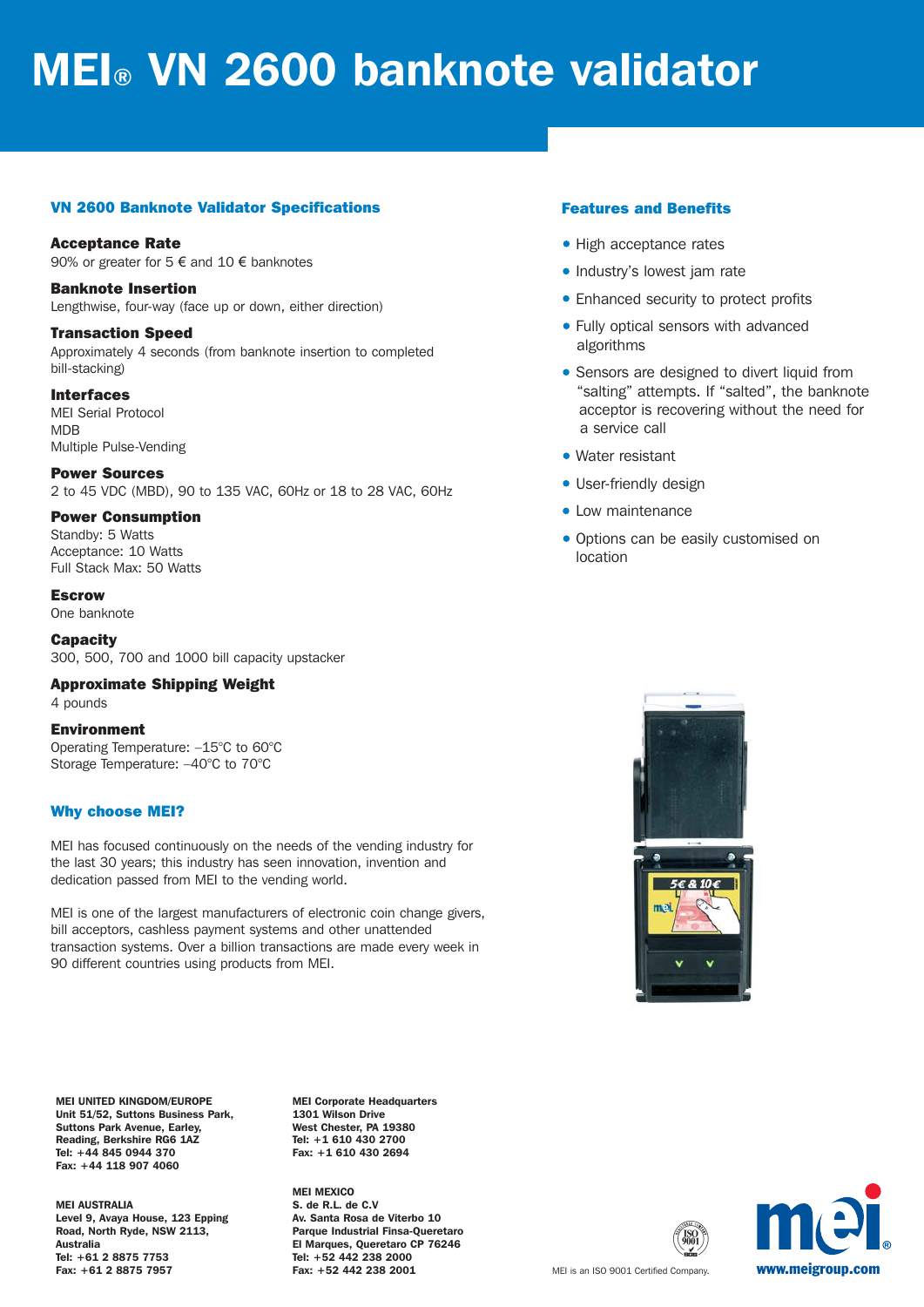# MEI® VN 2600 banknote validator

## VN 2600 Banknote Validator Specifications

### Acceptance Rate
90% or greater for 5 € and 10 € banknotes

### Banknote Insertion
Lengthwise, four-way (face up or down, either direction)

### Transaction Speed
Approximately 4 seconds (from banknote insertion to completed bill-stacking)

### Interfaces
MEI Serial Protocol
MDB
Multiple Pulse-Vending

### Power Sources
2 to 45 VDC (MBD), 90 to 135 VAC, 60Hz or 18 to 28 VAC, 60Hz

### Power Consumption
Standby: 5 Watts
Acceptance: 10 Watts
Full Stack Max: 50 Watts

### Escrow
One banknote

### Capacity
300, 500, 700 and 1000 bill capacity upstacker

### Approximate Shipping Weight
4 pounds

### Environment
Operating Temperature: –15°C to 60°C
Storage Temperature: –40°C to 70°C

## Why choose MEI?

MEI has focused continuously on the needs of the vending industry for the last 30 years; this industry has seen innovation, invention and dedication passed from MEI to the vending world.

MEI is one of the largest manufacturers of electronic coin change givers, bill acceptors, cashless payment systems and other unattended transaction systems. Over a billion transactions are made every week in 90 different countries using products from MEI.

## Features and Benefits

- High acceptance rates
- Industry's lowest jam rate
- Enhanced security to protect profits
- Fully optical sensors with advanced algorithms
- Sensors are designed to divert liquid from "salting" attempts. If "salted", the banknote acceptor is recovering without the need for a service call
- Water resistant
- User-friendly design
- Low maintenance
- Options can be easily customised on location

**MEI UNITED KINGDOM/EUROPE**
**Unit 51/52, Suttons Business Park,**
**Suttons Park Avenue, Earley,**
**Reading, Berkshire RG6 1AZ**
**Tel: +44 845 0944 370**
**Fax: +44 118 907 4060**

**MEI AUSTRALIA**
**Level 9, Avaya House, 123 Epping Road, North Ryde, NSW 2113, Australia**
**Tel: +61 2 8875 7753**
**Fax: +61 2 8875 7957**

**MEI Corporate Headquarters**
**1301 Wilson Drive**
**West Chester, PA 19380**
**Tel: +1 610 430 2700**
**Fax: +1 610 430 2694**

**MEI MEXICO**
**S. de R.L. de C.V**
**Av. Santa Rosa de Viterbo 10**
**Parque Industrial Finsa-Queretaro**
**El Marques, Queretaro CP 76246**
**Tel: +52 442 238 2000**
**Fax: +52 442 238 2001**

MEI is an ISO 9001 Certified Company.

**www.meigroup.com**